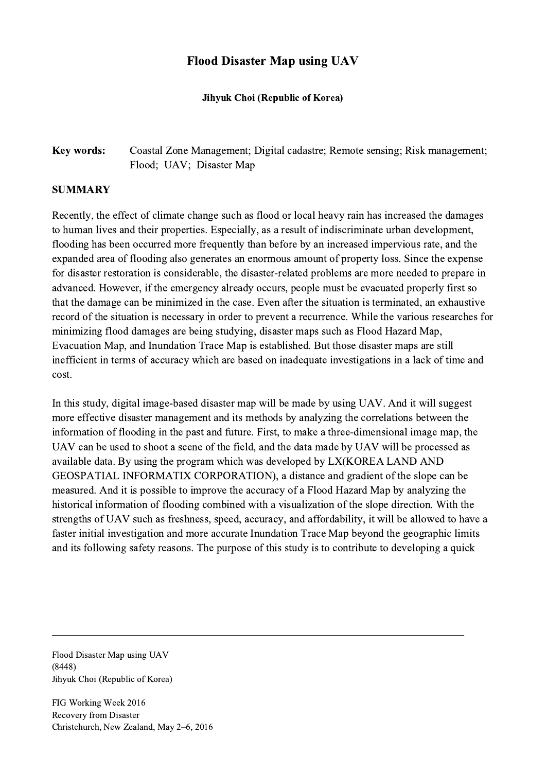# Flood Disaster Map using UAV

**Jihyuk Choi (Republic of Korea)**

**Key words:** Coastal Zone Management; Digital cadastre; Remote sensing; Risk management; Flood; UAV; Disaster Map

## SUMMARY

Recently, the effect of climate change such as flood or local heavy rain has increased the damages to human lives and their properties. Especially, as a result of indiscriminate urban development, flooding has been occurred more frequently than before by an increased impervious rate, and the expanded area of flooding also generates an enormous amount of property loss. Since the expense for disaster restoration is considerable, the disaster-related problems are more needed to prepare in advanced. However, if the emergency already occurs, people must be evacuated properly first so that the damage can be minimized in the case. Even after the situation is terminated, an exhaustive record of the situation is necessary in order to prevent a recurrence. While the various researches for minimizing flood damages are being studying, disaster maps such as Flood Hazard Map, Evacuation Map, and Inundation Trace Map is established. But those disaster maps are still inefficient in terms of accuracy which are based on inadequate investigations in a lack of time and cost.

In this study, digital image-based disaster map will be made by using UAV. And it will suggest more effective disaster management and its methods by analyzing the correlations between the information of flooding in the past and future. First, to make a three-dimensional image map, the UAV can be used to shoot a scene of the field, and the data made by UAV will be processed as available data. By using the program which was developed by LX(KOREA LAND AND GEOSPATIAL INFORMATIX CORPORATION), a distance and gradient of the slope can be measured. And it is possible to improve the accuracy of a Flood Hazard Map by analyzing the historical information of flooding combined with a visualization of the slope direction. With the strengths of UAV such as freshness, speed, accuracy, and affordability, it will be allowed to have a faster initial investigation and more accurate Inundation Trace Map beyond the geographic limits and its following safety reasons. The purpose of this study is to contribute to developing a quick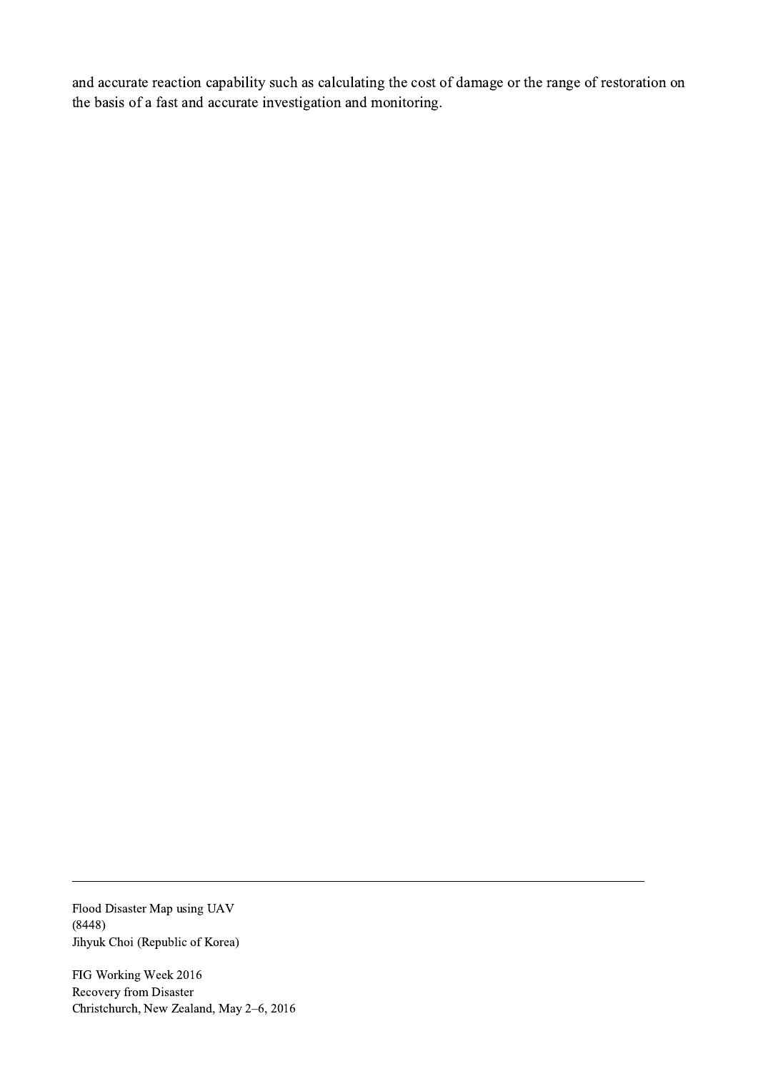and accurate reaction capability such as calculating the cost of damage or the range of restoration on the basis of a fast and accurate investigation and monitoring.